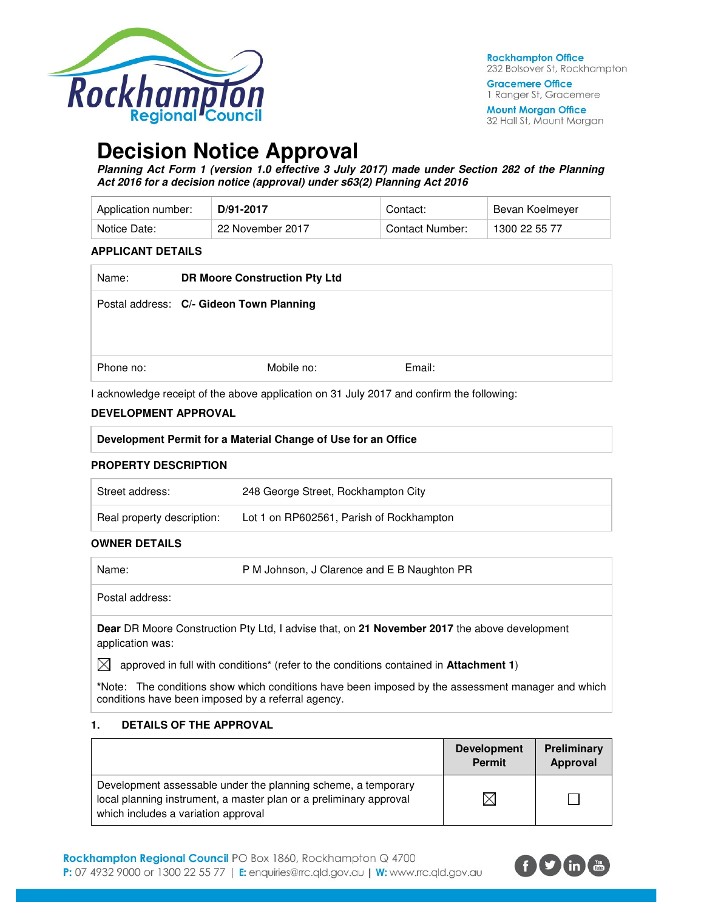# Decision Notice Approval

***Planning Act Form 1 (version 1.0 effective 3 July 2017) made under Section 282 of the Planning Act 2016 for a decision notice (approval) under s63(2) Planning Act 2016***

| Application number: | **D/91-2017** | Contact: | Bevan Koelmeyer |
|---|---|---|---|
| Notice Date: | 22 November 2017 | Contact Number: | 1300 22 55 77 |

**APPLICANT DETAILS**

| Name: | **DR Moore Construction Pty Ltd** | |
|---|---|---|
| Postal address: | **C/- Gideon Town Planning** | |
| Phone no: | Mobile no: | Email: |

I acknowledge receipt of the above application on 31 July 2017 and confirm the following:

**DEVELOPMENT APPROVAL**

| **Development Permit for a Material Change of Use for an Office** |
|---|

**PROPERTY DESCRIPTION**

| Street address: | 248 George Street, Rockhampton City |
|---|---|
| Real property description: | Lot 1 on RP602561, Parish of Rockhampton |

**OWNER DETAILS**

| Name: | P M Johnson, J Clarence and E B Naughton PR |
|---|---|
| Postal address: | |

**Dear** DR Moore Construction Pty Ltd, I advise that, on **21 November 2017** the above development application was:

☒ approved in full with conditions* (refer to the conditions contained in **Attachment 1**)

***Note:** The conditions show which conditions have been imposed by the assessment manager and which conditions have been imposed by a referral agency.

**1. DETAILS OF THE APPROVAL**

| | **Development Permit** | **Preliminary Approval** |
|---|---|---|
| Development assessable under the planning scheme, a temporary local planning instrument, a master plan or a preliminary approval which includes a variation approval | ☒ | ☐ |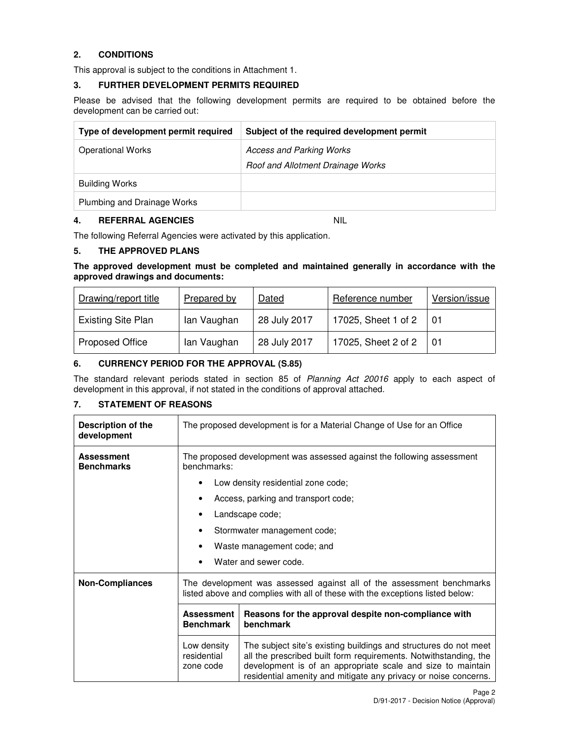## 2. CONDITIONS

This approval is subject to the conditions in Attachment 1.

## 3. FURTHER DEVELOPMENT PERMITS REQUIRED

Please be advised that the following development permits are required to be obtained before the development can be carried out:

| Type of development permit required | Subject of the required development permit |
|---|---|
| Operational Works | *Access and Parking Works*<br>*Roof and Allotment Drainage Works* |
| Building Works | |
| Plumbing and Drainage Works | |

## 4. REFERRAL AGENCIES NIL

The following Referral Agencies were activated by this application.

## 5. THE APPROVED PLANS

**The approved development must be completed and maintained generally in accordance with the approved drawings and documents:**

| Drawing/report title | Prepared by | Dated | Reference number | Version/issue |
|---|---|---|---|---|
| Existing Site Plan | Ian Vaughan | 28 July 2017 | 17025, Sheet 1 of 2 | 01 |
| Proposed Office | Ian Vaughan | 28 July 2017 | 17025, Sheet 2 of 2 | 01 |

## 6. CURRENCY PERIOD FOR THE APPROVAL (S.85)

The standard relevant periods stated in section 85 of *Planning Act 20016* apply to each aspect of development in this approval, if not stated in the conditions of approval attached.

## 7. STATEMENT OF REASONS

| | | |
|---|---|---|
| **Description of the development** | The proposed development is for a Material Change of Use for an Office | |
| **Assessment Benchmarks** | The proposed development was assessed against the following assessment benchmarks:<br>• Low density residential zone code;<br>• Access, parking and transport code;<br>• Landscape code;<br>• Stormwater management code;<br>• Waste management code; and<br>• Water and sewer code. | |
| **Non-Compliances** | The development was assessed against all of the assessment benchmarks listed above and complies with all of these with the exceptions listed below: | |
| | **Assessment Benchmark** | **Reasons for the approval despite non-compliance with benchmark** |
| | Low density residential zone code | The subject site's existing buildings and structures do not meet all the prescribed built form requirements. Notwithstanding, the development is of an appropriate scale and size to maintain residential amenity and mitigate any privacy or noise concerns. |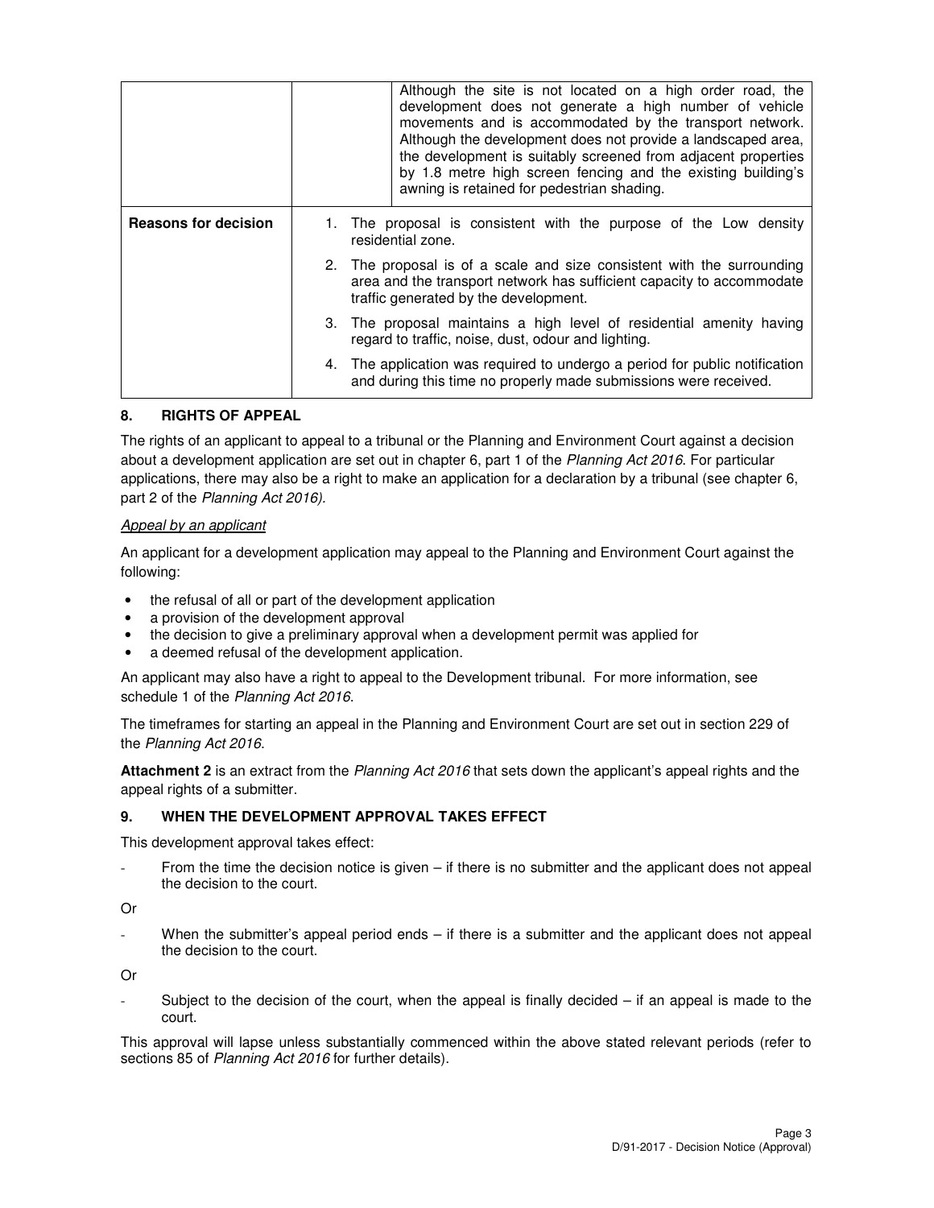| | | |
|---|---|---|
| | | Although the site is not located on a high order road, the development does not generate a high number of vehicle movements and is accommodated by the transport network. Although the development does not provide a landscaped area, the development is suitably screened from adjacent properties by 1.8 metre high screen fencing and the existing building's awning is retained for pedestrian shading. |
| **Reasons for decision** | 1. The proposal is consistent with the purpose of the Low density residential zone.<br>2. The proposal is of a scale and size consistent with the surrounding area and the transport network has sufficient capacity to accommodate traffic generated by the development.<br>3. The proposal maintains a high level of residential amenity having regard to traffic, noise, dust, odour and lighting.<br>4. The application was required to undergo a period for public notification and during this time no properly made submissions were received. | |

## 8. RIGHTS OF APPEAL

The rights of an applicant to appeal to a tribunal or the Planning and Environment Court against a decision about a development application are set out in chapter 6, part 1 of the *Planning Act 2016*. For particular applications, there may also be a right to make an application for a declaration by a tribunal (see chapter 6, part 2 of the *Planning Act 2016).*

*Appeal by an applicant*

An applicant for a development application may appeal to the Planning and Environment Court against the following:

- the refusal of all or part of the development application
- a provision of the development approval
- the decision to give a preliminary approval when a development permit was applied for
- a deemed refusal of the development application.

An applicant may also have a right to appeal to the Development tribunal. For more information, see schedule 1 of the *Planning Act 2016*.

The timeframes for starting an appeal in the Planning and Environment Court are set out in section 229 of the *Planning Act 2016*.

**Attachment 2** is an extract from the *Planning Act 2016* that sets down the applicant's appeal rights and the appeal rights of a submitter.

## 9. WHEN THE DEVELOPMENT APPROVAL TAKES EFFECT

This development approval takes effect:

- From the time the decision notice is given – if there is no submitter and the applicant does not appeal the decision to the court.

Or

- When the submitter's appeal period ends – if there is a submitter and the applicant does not appeal the decision to the court.

Or

- Subject to the decision of the court, when the appeal is finally decided – if an appeal is made to the court.

This approval will lapse unless substantially commenced within the above stated relevant periods (refer to sections 85 of *Planning Act 2016* for further details).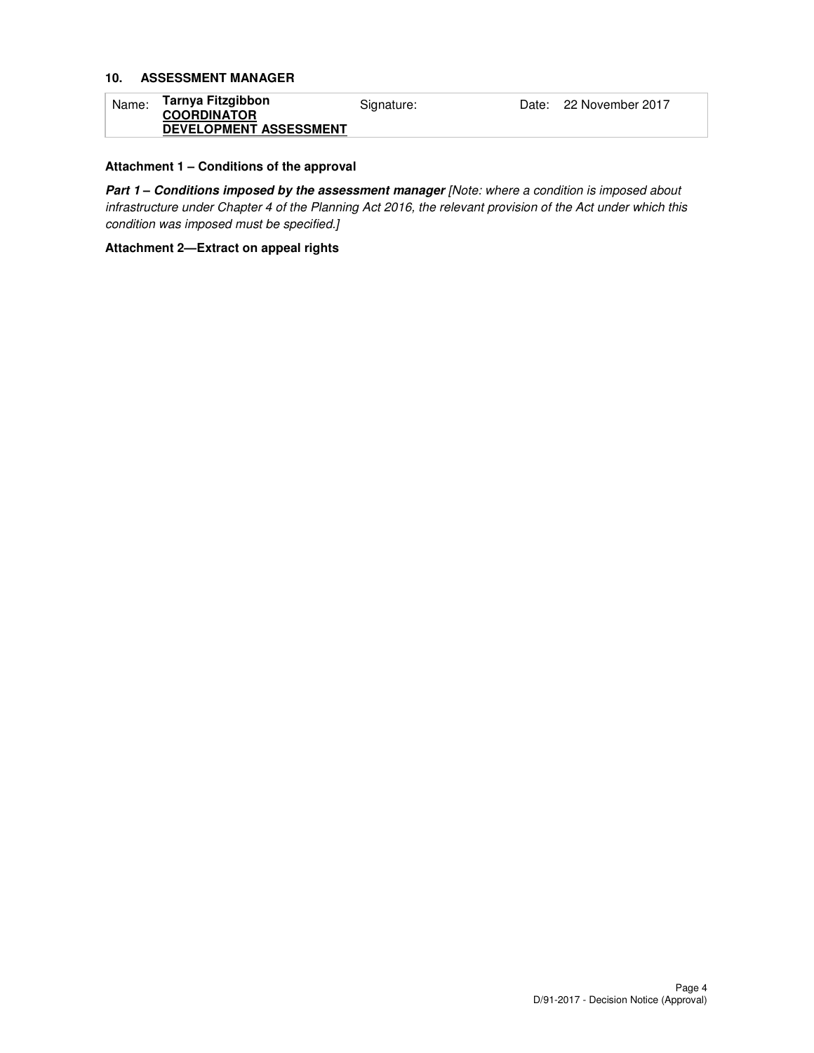## 10. ASSESSMENT MANAGER

| Name: | **Tarnya Fitzgibbon** **COORDINATOR** **DEVELOPMENT ASSESSMENT** | Signature: | | Date: | 22 November 2017 |
|---|---|---|---|---|---|

**Attachment 1 – Conditions of the approval**

***Part 1 – Conditions imposed by the assessment manager*** *[Note: where a condition is imposed about infrastructure under Chapter 4 of the Planning Act 2016, the relevant provision of the Act under which this condition was imposed must be specified.]*

**Attachment 2—Extract on appeal rights**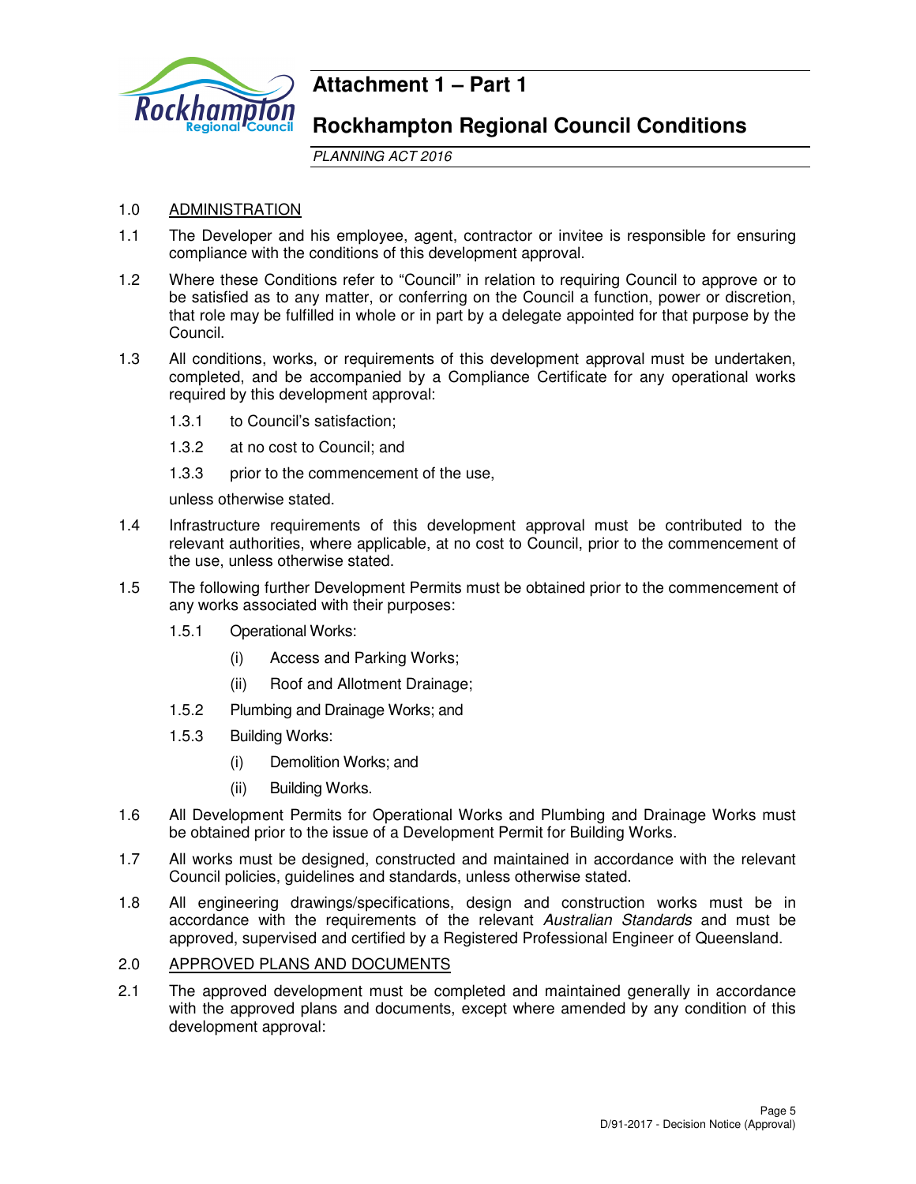# Attachment 1 – Part 1

## Rockhampton Regional Council Conditions

*PLANNING ACT 2016*

1.0 ADMINISTRATION

1.1 The Developer and his employee, agent, contractor or invitee is responsible for ensuring compliance with the conditions of this development approval.

1.2 Where these Conditions refer to "Council" in relation to requiring Council to approve or to be satisfied as to any matter, or conferring on the Council a function, power or discretion, that role may be fulfilled in whole or in part by a delegate appointed for that purpose by the Council.

1.3 All conditions, works, or requirements of this development approval must be undertaken, completed, and be accompanied by a Compliance Certificate for any operational works required by this development approval:

- 1.3.1 to Council's satisfaction;
- 1.3.2 at no cost to Council; and
- 1.3.3 prior to the commencement of the use,

unless otherwise stated.

1.4 Infrastructure requirements of this development approval must be contributed to the relevant authorities, where applicable, at no cost to Council, prior to the commencement of the use, unless otherwise stated.

1.5 The following further Development Permits must be obtained prior to the commencement of any works associated with their purposes:

- 1.5.1 Operational Works:
  - (i) Access and Parking Works;
  - (ii) Roof and Allotment Drainage;
- 1.5.2 Plumbing and Drainage Works; and
- 1.5.3 Building Works:
  - (i) Demolition Works; and
  - (ii) Building Works.

1.6 All Development Permits for Operational Works and Plumbing and Drainage Works must be obtained prior to the issue of a Development Permit for Building Works.

1.7 All works must be designed, constructed and maintained in accordance with the relevant Council policies, guidelines and standards, unless otherwise stated.

1.8 All engineering drawings/specifications, design and construction works must be in accordance with the requirements of the relevant *Australian Standards* and must be approved, supervised and certified by a Registered Professional Engineer of Queensland.

2.0 APPROVED PLANS AND DOCUMENTS

2.1 The approved development must be completed and maintained generally in accordance with the approved plans and documents, except where amended by any condition of this development approval: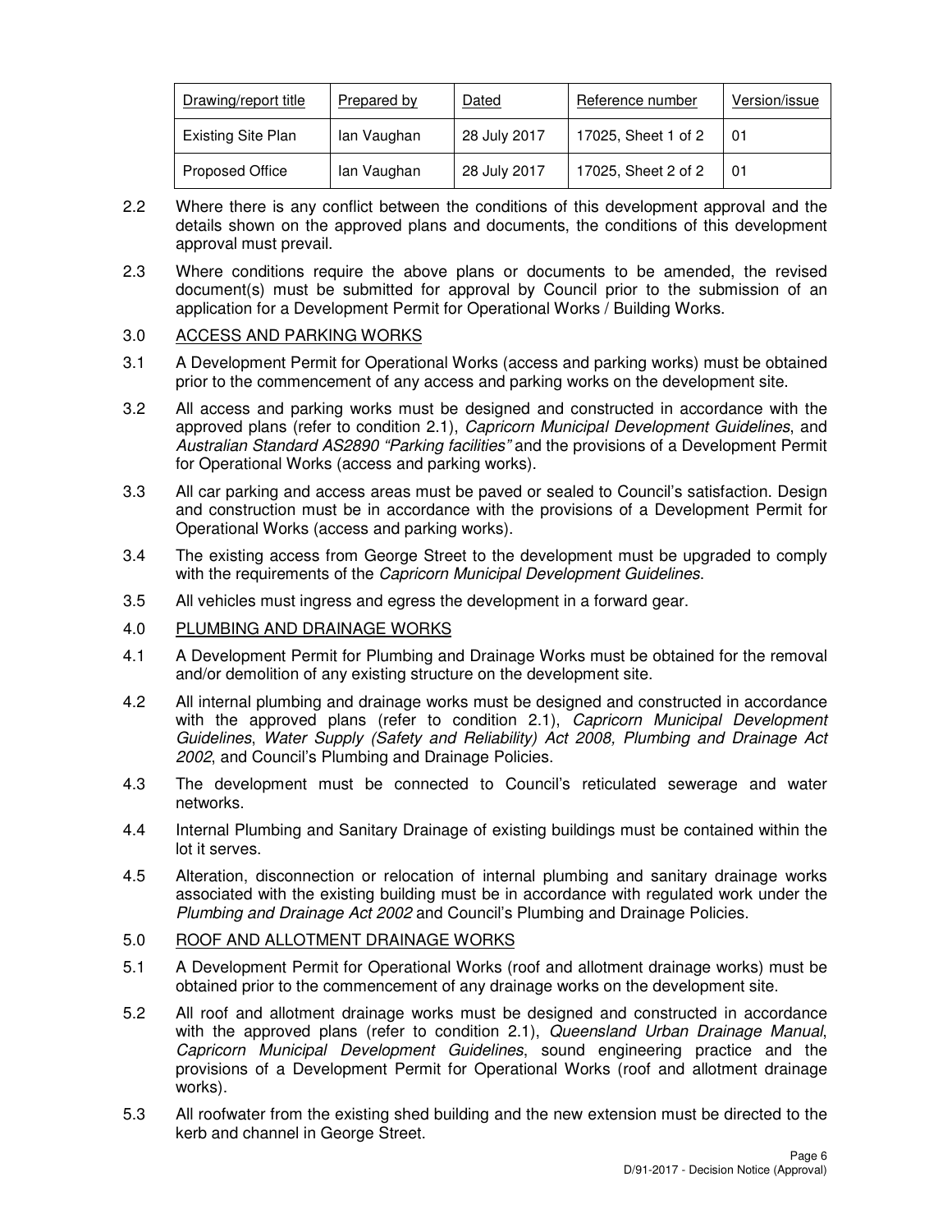| Drawing/report title | Prepared by | Dated | Reference number | Version/issue |
|---|---|---|---|---|
| Existing Site Plan | Ian Vaughan | 28 July 2017 | 17025, Sheet 1 of 2 | 01 |
| Proposed Office | Ian Vaughan | 28 July 2017 | 17025, Sheet 2 of 2 | 01 |

2.2 Where there is any conflict between the conditions of this development approval and the details shown on the approved plans and documents, the conditions of this development approval must prevail.

2.3 Where conditions require the above plans or documents to be amended, the revised document(s) must be submitted for approval by Council prior to the submission of an application for a Development Permit for Operational Works / Building Works.

3.0 ACCESS AND PARKING WORKS

3.1 A Development Permit for Operational Works (access and parking works) must be obtained prior to the commencement of any access and parking works on the development site.

3.2 All access and parking works must be designed and constructed in accordance with the approved plans (refer to condition 2.1), *Capricorn Municipal Development Guidelines*, and *Australian Standard AS2890 "Parking facilities"* and the provisions of a Development Permit for Operational Works (access and parking works).

3.3 All car parking and access areas must be paved or sealed to Council's satisfaction. Design and construction must be in accordance with the provisions of a Development Permit for Operational Works (access and parking works).

3.4 The existing access from George Street to the development must be upgraded to comply with the requirements of the *Capricorn Municipal Development Guidelines*.

3.5 All vehicles must ingress and egress the development in a forward gear.

4.0 PLUMBING AND DRAINAGE WORKS

4.1 A Development Permit for Plumbing and Drainage Works must be obtained for the removal and/or demolition of any existing structure on the development site.

4.2 All internal plumbing and drainage works must be designed and constructed in accordance with the approved plans (refer to condition 2.1), *Capricorn Municipal Development Guidelines*, *Water Supply (Safety and Reliability) Act 2008, Plumbing and Drainage Act 2002*, and Council's Plumbing and Drainage Policies.

4.3 The development must be connected to Council's reticulated sewerage and water networks.

4.4 Internal Plumbing and Sanitary Drainage of existing buildings must be contained within the lot it serves.

4.5 Alteration, disconnection or relocation of internal plumbing and sanitary drainage works associated with the existing building must be in accordance with regulated work under the *Plumbing and Drainage Act 2002* and Council's Plumbing and Drainage Policies.

5.0 ROOF AND ALLOTMENT DRAINAGE WORKS

5.1 A Development Permit for Operational Works (roof and allotment drainage works) must be obtained prior to the commencement of any drainage works on the development site.

5.2 All roof and allotment drainage works must be designed and constructed in accordance with the approved plans (refer to condition 2.1), *Queensland Urban Drainage Manual*, *Capricorn Municipal Development Guidelines*, sound engineering practice and the provisions of a Development Permit for Operational Works (roof and allotment drainage works).

5.3 All roofwater from the existing shed building and the new extension must be directed to the kerb and channel in George Street.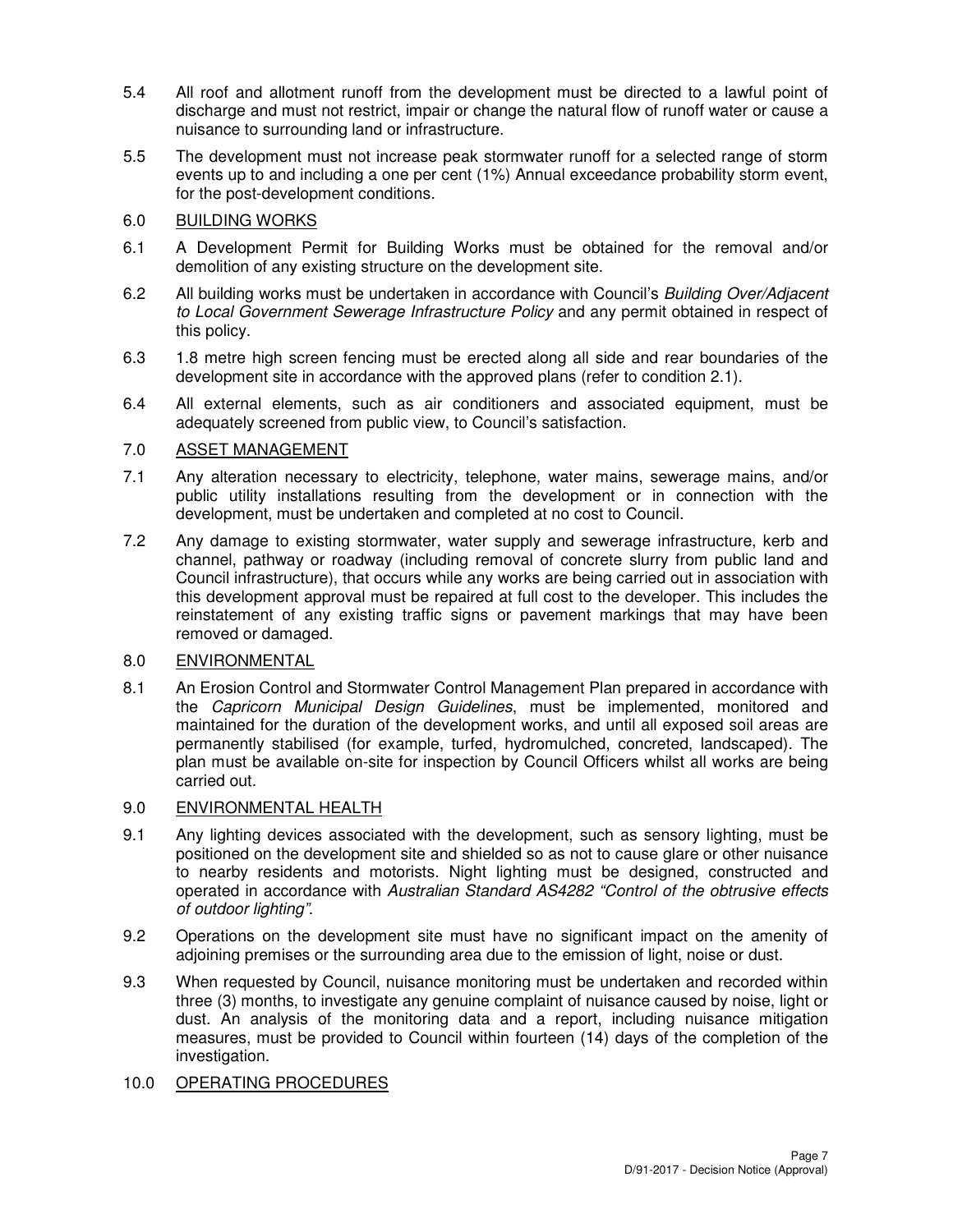5.4 All roof and allotment runoff from the development must be directed to a lawful point of discharge and must not restrict, impair or change the natural flow of runoff water or cause a nuisance to surrounding land or infrastructure.

5.5 The development must not increase peak stormwater runoff for a selected range of storm events up to and including a one per cent (1%) Annual exceedance probability storm event, for the post-development conditions.

6.0 BUILDING WORKS

6.1 A Development Permit for Building Works must be obtained for the removal and/or demolition of any existing structure on the development site.

6.2 All building works must be undertaken in accordance with Council's *Building Over/Adjacent to Local Government Sewerage Infrastructure Policy* and any permit obtained in respect of this policy.

6.3 1.8 metre high screen fencing must be erected along all side and rear boundaries of the development site in accordance with the approved plans (refer to condition 2.1).

6.4 All external elements, such as air conditioners and associated equipment, must be adequately screened from public view, to Council's satisfaction.

7.0 ASSET MANAGEMENT

7.1 Any alteration necessary to electricity, telephone, water mains, sewerage mains, and/or public utility installations resulting from the development or in connection with the development, must be undertaken and completed at no cost to Council.

7.2 Any damage to existing stormwater, water supply and sewerage infrastructure, kerb and channel, pathway or roadway (including removal of concrete slurry from public land and Council infrastructure), that occurs while any works are being carried out in association with this development approval must be repaired at full cost to the developer. This includes the reinstatement of any existing traffic signs or pavement markings that may have been removed or damaged.

8.0 ENVIRONMENTAL

8.1 An Erosion Control and Stormwater Control Management Plan prepared in accordance with the *Capricorn Municipal Design Guidelines*, must be implemented, monitored and maintained for the duration of the development works, and until all exposed soil areas are permanently stabilised (for example, turfed, hydromulched, concreted, landscaped). The plan must be available on-site for inspection by Council Officers whilst all works are being carried out.

9.0 ENVIRONMENTAL HEALTH

9.1 Any lighting devices associated with the development, such as sensory lighting, must be positioned on the development site and shielded so as not to cause glare or other nuisance to nearby residents and motorists. Night lighting must be designed, constructed and operated in accordance with *Australian Standard AS4282 "Control of the obtrusive effects of outdoor lighting"*.

9.2 Operations on the development site must have no significant impact on the amenity of adjoining premises or the surrounding area due to the emission of light, noise or dust.

9.3 When requested by Council, nuisance monitoring must be undertaken and recorded within three (3) months, to investigate any genuine complaint of nuisance caused by noise, light or dust. An analysis of the monitoring data and a report, including nuisance mitigation measures, must be provided to Council within fourteen (14) days of the completion of the investigation.

10.0 OPERATING PROCEDURES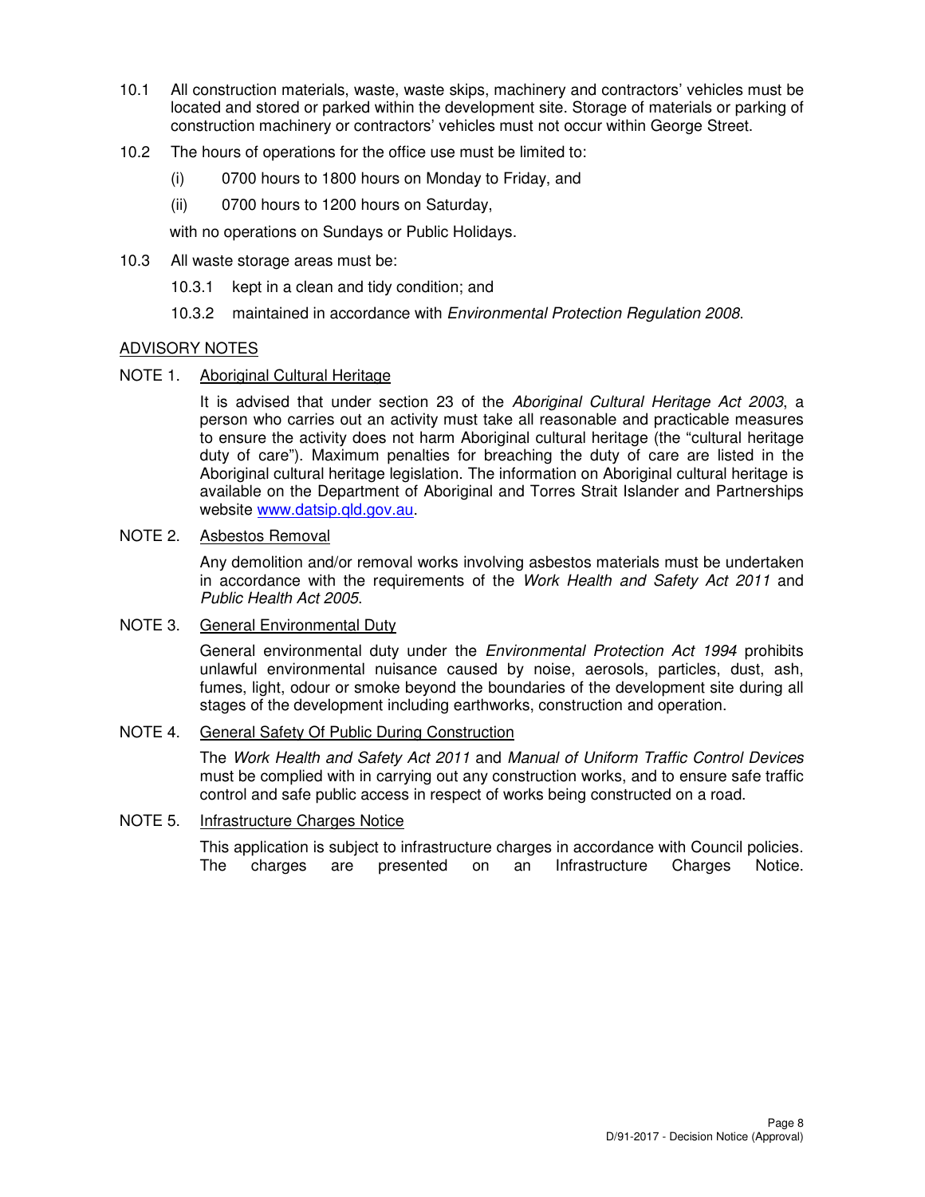10.1 All construction materials, waste, waste skips, machinery and contractors' vehicles must be located and stored or parked within the development site. Storage of materials or parking of construction machinery or contractors' vehicles must not occur within George Street.

10.2 The hours of operations for the office use must be limited to:

(i) 0700 hours to 1800 hours on Monday to Friday, and

(ii) 0700 hours to 1200 hours on Saturday,

with no operations on Sundays or Public Holidays.

10.3 All waste storage areas must be:

10.3.1 kept in a clean and tidy condition; and

10.3.2 maintained in accordance with *Environmental Protection Regulation 2008*.

## ADVISORY NOTES

NOTE 1. Aboriginal Cultural Heritage

It is advised that under section 23 of the *Aboriginal Cultural Heritage Act 2003*, a person who carries out an activity must take all reasonable and practicable measures to ensure the activity does not harm Aboriginal cultural heritage (the "cultural heritage duty of care"). Maximum penalties for breaching the duty of care are listed in the Aboriginal cultural heritage legislation. The information on Aboriginal cultural heritage is available on the Department of Aboriginal and Torres Strait Islander and Partnerships website www.datsip.qld.gov.au.

NOTE 2. Asbestos Removal

Any demolition and/or removal works involving asbestos materials must be undertaken in accordance with the requirements of the *Work Health and Safety Act 2011* and *Public Health Act 2005*.

NOTE 3. General Environmental Duty

General environmental duty under the *Environmental Protection Act 1994* prohibits unlawful environmental nuisance caused by noise, aerosols, particles, dust, ash, fumes, light, odour or smoke beyond the boundaries of the development site during all stages of the development including earthworks, construction and operation.

NOTE 4. General Safety Of Public During Construction

The *Work Health and Safety Act 2011* and *Manual of Uniform Traffic Control Devices* must be complied with in carrying out any construction works, and to ensure safe traffic control and safe public access in respect of works being constructed on a road.

NOTE 5. Infrastructure Charges Notice

This application is subject to infrastructure charges in accordance with Council policies. The charges are presented on an Infrastructure Charges Notice.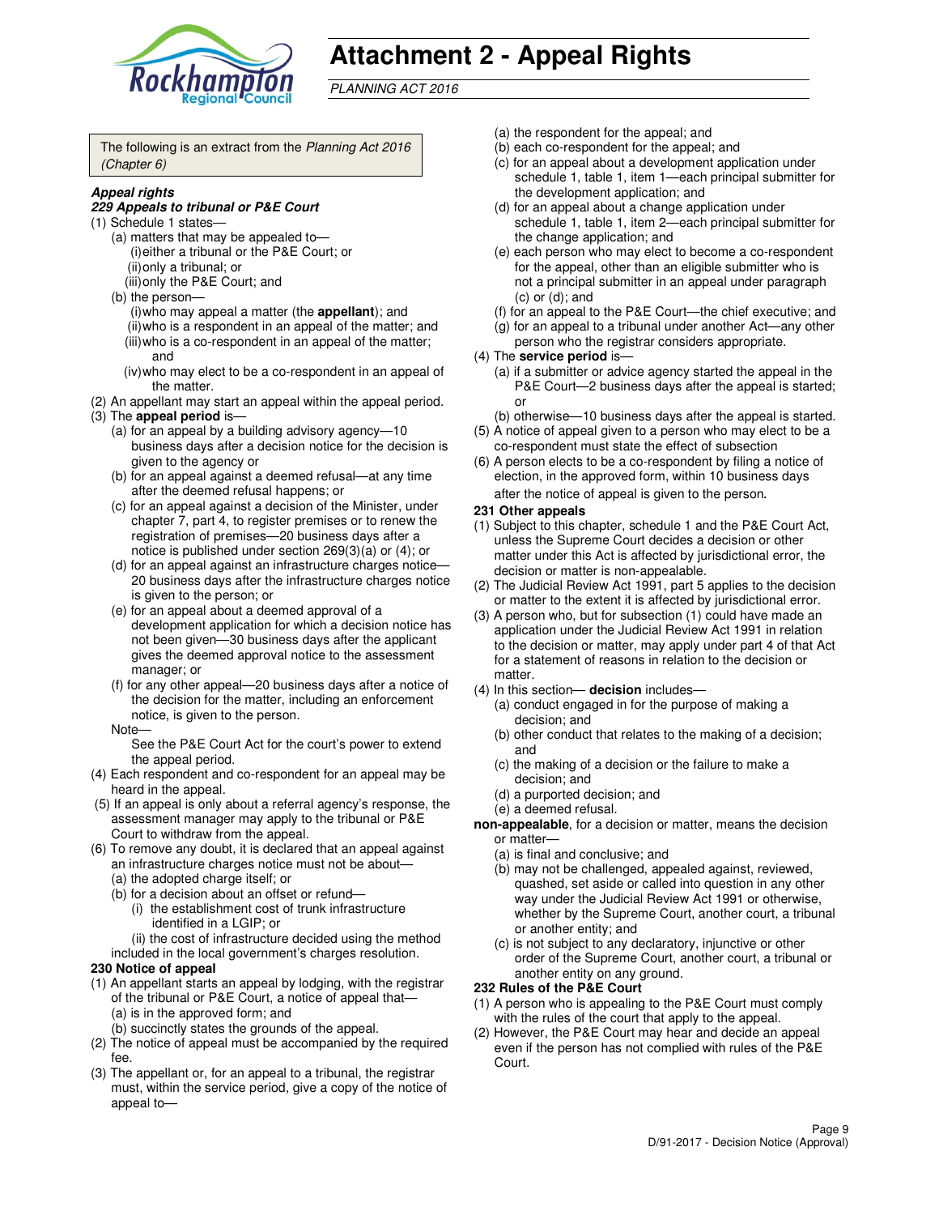# Attachment 2 - Appeal Rights

*PLANNING ACT 2016*

The following is an extract from the *Planning Act 2016 (Chapter 6)*

***Appeal rights***

***229 Appeals to tribunal or P&E Court***

(1) Schedule 1 states—

- (a) matters that may be appealed to—
  - (i) either a tribunal or the P&E Court; or
  - (ii) only a tribunal; or
  - (iii) only the P&E Court; and
- (b) the person—
  - (i) who may appeal a matter (the **appellant**); and
  - (ii) who is a respondent in an appeal of the matter; and
  - (iii) who is a co-respondent in an appeal of the matter; and
  - (iv) who may elect to be a co-respondent in an appeal of the matter.

(2) An appellant may start an appeal within the appeal period.

(3) The **appeal period** is—

- (a) for an appeal by a building advisory agency—10 business days after a decision notice for the decision is given to the agency or
- (b) for an appeal against a deemed refusal—at any time after the deemed refusal happens; or
- (c) for an appeal against a decision of the Minister, under chapter 7, part 4, to register premises or to renew the registration of premises—20 business days after a notice is published under section 269(3)(a) or (4); or
- (d) for an appeal against an infrastructure charges notice—20 business days after the infrastructure charges notice is given to the person; or
- (e) for an appeal about a deemed approval of a development application for which a decision notice has not been given—30 business days after the applicant gives the deemed approval notice to the assessment manager; or
- (f) for any other appeal—20 business days after a notice of the decision for the matter, including an enforcement notice, is given to the person.

Note—

See the P&E Court Act for the court's power to extend the appeal period.

(4) Each respondent and co-respondent for an appeal may be heard in the appeal.

(5) If an appeal is only about a referral agency's response, the assessment manager may apply to the tribunal or P&E Court to withdraw from the appeal.

(6) To remove any doubt, it is declared that an appeal against an infrastructure charges notice must not be about—

- (a) the adopted charge itself; or
- (b) for a decision about an offset or refund—
  - (i) the establishment cost of trunk infrastructure identified in a LGIP; or
  - (ii) the cost of infrastructure decided using the method

included in the local government's charges resolution.

**230 Notice of appeal**

(1) An appellant starts an appeal by lodging, with the registrar of the tribunal or P&E Court, a notice of appeal that—

- (a) is in the approved form; and
- (b) succinctly states the grounds of the appeal.

(2) The notice of appeal must be accompanied by the required fee.

(3) The appellant or, for an appeal to a tribunal, the registrar must, within the service period, give a copy of the notice of appeal to—

- (a) the respondent for the appeal; and
- (b) each co-respondent for the appeal; and
- (c) for an appeal about a development application under schedule 1, table 1, item 1—each principal submitter for the development application; and
- (d) for an appeal about a change application under schedule 1, table 1, item 2—each principal submitter for the change application; and
- (e) each person who may elect to become a co-respondent for the appeal, other than an eligible submitter who is not a principal submitter in an appeal under paragraph (c) or (d); and
- (f) for an appeal to the P&E Court—the chief executive; and
- (g) for an appeal to a tribunal under another Act—any other person who the registrar considers appropriate.

(4) The **service period** is—

- (a) if a submitter or advice agency started the appeal in the P&E Court—2 business days after the appeal is started; or
- (b) otherwise—10 business days after the appeal is started.

(5) A notice of appeal given to a person who may elect to be a co-respondent must state the effect of subsection

(6) A person elects to be a co-respondent by filing a notice of election, in the approved form, within 10 business days after the notice of appeal is given to the person.

**231 Other appeals**

(1) Subject to this chapter, schedule 1 and the P&E Court Act, unless the Supreme Court decides a decision or other matter under this Act is affected by jurisdictional error, the decision or matter is non-appealable.

(2) The Judicial Review Act 1991, part 5 applies to the decision or matter to the extent it is affected by jurisdictional error.

(3) A person who, but for subsection (1) could have made an application under the Judicial Review Act 1991 in relation to the decision or matter, may apply under part 4 of that Act for a statement of reasons in relation to the decision or matter.

(4) In this section— **decision** includes—

- (a) conduct engaged in for the purpose of making a decision; and
- (b) other conduct that relates to the making of a decision; and
- (c) the making of a decision or the failure to make a decision; and
- (d) a purported decision; and
- (e) a deemed refusal.

**non-appealable**, for a decision or matter, means the decision or matter—

- (a) is final and conclusive; and
- (b) may not be challenged, appealed against, reviewed, quashed, set aside or called into question in any other way under the Judicial Review Act 1991 or otherwise, whether by the Supreme Court, another court, a tribunal or another entity; and
- (c) is not subject to any declaratory, injunctive or other order of the Supreme Court, another court, a tribunal or another entity on any ground.

**232 Rules of the P&E Court**

(1) A person who is appealing to the P&E Court must comply with the rules of the court that apply to the appeal.

(2) However, the P&E Court may hear and decide an appeal even if the person has not complied with rules of the P&E Court.

D/91-2017 - Decision Notice (Approval)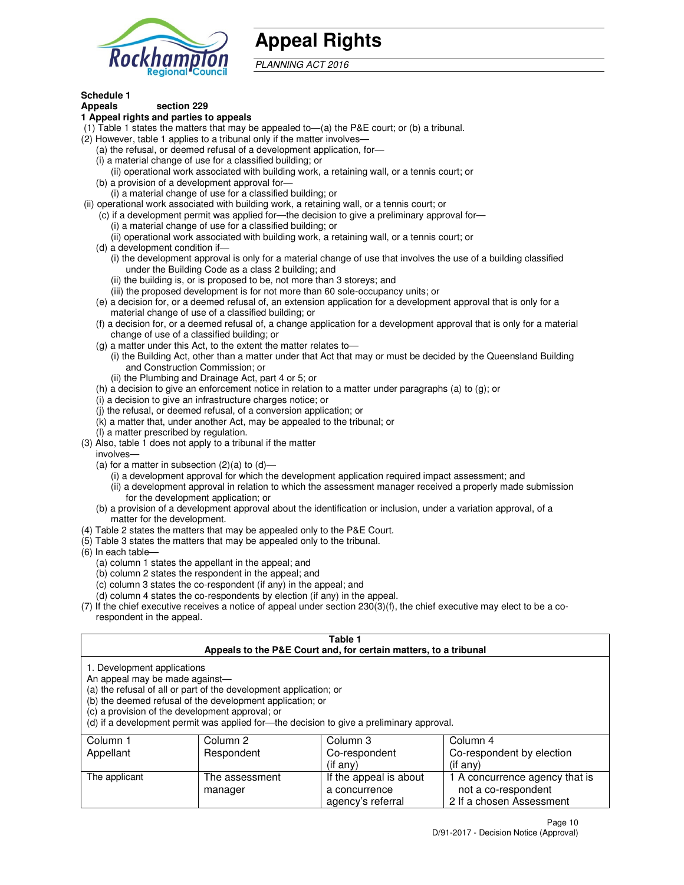# Appeal Rights

*PLANNING ACT 2016*

**Schedule 1**
**Appeals** section 229

**1 Appeal rights and parties to appeals**

(1) Table 1 states the matters that may be appealed to—(a) the P&E court; or (b) a tribunal.

(2) However, table 1 applies to a tribunal only if the matter involves—

(a) the refusal, or deemed refusal of a development application, for—

(i) a material change of use for a classified building; or

(ii) operational work associated with building work, a retaining wall, or a tennis court; or

(b) a provision of a development approval for—

(i) a material change of use for a classified building; or

(ii) operational work associated with building work, a retaining wall, or a tennis court; or

(c) if a development permit was applied for—the decision to give a preliminary approval for—

(i) a material change of use for a classified building; or

(ii) operational work associated with building work, a retaining wall, or a tennis court; or

(d) a development condition if—

(i) the development approval is only for a material change of use that involves the use of a building classified under the Building Code as a class 2 building; and

(ii) the building is, or is proposed to be, not more than 3 storeys; and

(iii) the proposed development is for not more than 60 sole-occupancy units; or

(e) a decision for, or a deemed refusal of, an extension application for a development approval that is only for a material change of use of a classified building; or

(f) a decision for, or a deemed refusal of, a change application for a development approval that is only for a material change of use of a classified building; or

(g) a matter under this Act, to the extent the matter relates to—

(i) the Building Act, other than a matter under that Act that may or must be decided by the Queensland Building and Construction Commission; or

(ii) the Plumbing and Drainage Act, part 4 or 5; or

(h) a decision to give an enforcement notice in relation to a matter under paragraphs (a) to (g); or

(i) a decision to give an infrastructure charges notice; or

(j) the refusal, or deemed refusal, of a conversion application; or

(k) a matter that, under another Act, may be appealed to the tribunal; or

(l) a matter prescribed by regulation.

(3) Also, table 1 does not apply to a tribunal if the matter involves—

(a) for a matter in subsection (2)(a) to (d)—

(i) a development approval for which the development application required impact assessment; and

(ii) a development approval in relation to which the assessment manager received a properly made submission for the development application; or

(b) a provision of a development approval about the identification or inclusion, under a variation approval, of a matter for the development.

(4) Table 2 states the matters that may be appealed only to the P&E Court.

(5) Table 3 states the matters that may be appealed only to the tribunal.

(6) In each table—

(a) column 1 states the appellant in the appeal; and

(b) column 2 states the respondent in the appeal; and

(c) column 3 states the co-respondent (if any) in the appeal; and

(d) column 4 states the co-respondents by election (if any) in the appeal.

(7) If the chief executive receives a notice of appeal under section 230(3)(f), the chief executive may elect to be a co-respondent in the appeal.

**Table 1**
**Appeals to the P&E Court and, for certain matters, to a tribunal**

1. Development applications

An appeal may be made against—

(a) the refusal of all or part of the development application; or

(b) the deemed refusal of the development application; or

(c) a provision of the development approval; or

(d) if a development permit was applied for—the decision to give a preliminary approval.

| Column 1<br>Appellant | Column 2<br>Respondent | Column 3<br>Co-respondent<br>(if any) | Column 4<br>Co-respondent by election<br>(if any) |
|---|---|---|---|
| The applicant | The assessment manager | If the appeal is about a concurrence agency's referral | 1 A concurrence agency that is not a co-respondent<br>2 If a chosen Assessment |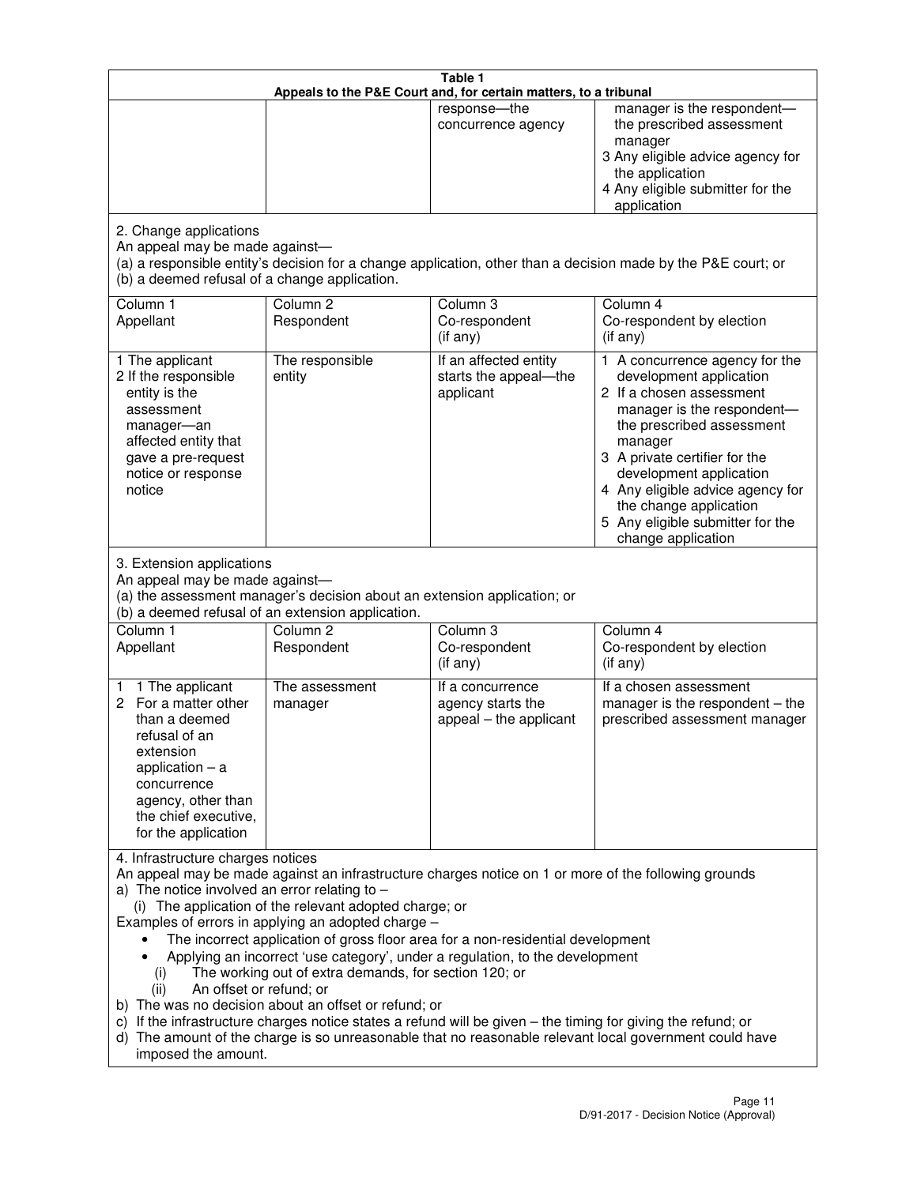**Table 1**
**Appeals to the P&E Court and, for certain matters, to a tribunal**

| | | | |
|---|---|---|---|
| | | response—the concurrence agency | manager is the respondent—the prescribed assessment manager<br>3 Any eligible advice agency for the application<br>4 Any eligible submitter for the application |

2. Change applications

An appeal may be made against—

(a) a responsible entity's decision for a change application, other than a decision made by the P&E court; or

(b) a deemed refusal of a change application.

| Column 1<br>Appellant | Column 2<br>Respondent | Column 3<br>Co-respondent<br>(if any) | Column 4<br>Co-respondent by election<br>(if any) |
|---|---|---|---|
| 1 The applicant<br>2 If the responsible entity is the assessment manager—an affected entity that gave a pre-request notice or response notice | The responsible entity | If an affected entity starts the appeal—the applicant | 1 A concurrence agency for the development application<br>2 If a chosen assessment manager is the respondent—the prescribed assessment manager<br>3 A private certifier for the development application<br>4 Any eligible advice agency for the change application<br>5 Any eligible submitter for the change application |

3. Extension applications

An appeal may be made against—

(a) the assessment manager's decision about an extension application; or

(b) a deemed refusal of an extension application.

| Column 1<br>Appellant | Column 2<br>Respondent | Column 3<br>Co-respondent<br>(if any) | Column 4<br>Co-respondent by election<br>(if any) |
|---|---|---|---|
| 1 1 The applicant<br>2 For a matter other than a deemed refusal of an extension application – a concurrence agency, other than the chief executive, for the application | The assessment manager | If a concurrence agency starts the appeal – the applicant | If a chosen assessment manager is the respondent – the prescribed assessment manager |

4. Infrastructure charges notices

An appeal may be made against an infrastructure charges notice on 1 or more of the following grounds

a) The notice involved an error relating to –
   (i) The application of the relevant adopted charge; or

Examples of errors in applying an adopted charge –

- The incorrect application of gross floor area for a non-residential development
- Applying an incorrect 'use category', under a regulation, to the development
   (i) The working out of extra demands, for section 120; or
   (ii) An offset or refund; or

b) The was no decision about an offset or refund; or

c) If the infrastructure charges notice states a refund will be given – the timing for giving the refund; or

d) The amount of the charge is so unreasonable that no reasonable relevant local government could have imposed the amount.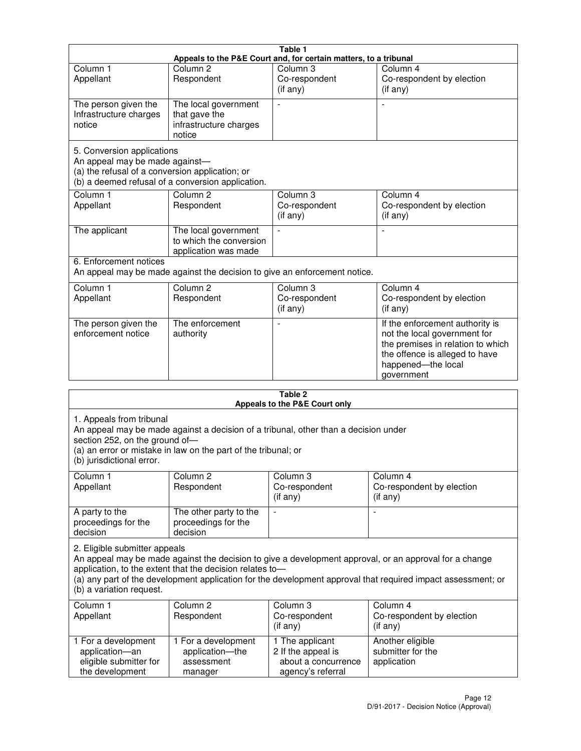**Table 1**
**Appeals to the P&E Court and, for certain matters, to a tribunal**

| Column 1 Appellant | Column 2 Respondent | Column 3 Co-respondent (if any) | Column 4 Co-respondent by election (if any) |
|---|---|---|---|
| The person given the Infrastructure charges notice | The local government that gave the infrastructure charges notice | - | - |

5. Conversion applications
An appeal may be made against—
(a) the refusal of a conversion application; or
(b) a deemed refusal of a conversion application.

| Column 1 Appellant | Column 2 Respondent | Column 3 Co-respondent (if any) | Column 4 Co-respondent by election (if any) |
|---|---|---|---|
| The applicant | The local government to which the conversion application was made | - | - |

6. Enforcement notices
An appeal may be made against the decision to give an enforcement notice.

| Column 1 Appellant | Column 2 Respondent | Column 3 Co-respondent (if any) | Column 4 Co-respondent by election (if any) |
|---|---|---|---|
| The person given the enforcement notice | The enforcement authority | - | If the enforcement authority is not the local government for the premises in relation to which the offence is alleged to have happened—the local government |

**Table 2**
**Appeals to the P&E Court only**

1. Appeals from tribunal
An appeal may be made against a decision of a tribunal, other than a decision under section 252, on the ground of—
(a) an error or mistake in law on the part of the tribunal; or
(b) jurisdictional error.

| Column 1 Appellant | Column 2 Respondent | Column 3 Co-respondent (if any) | Column 4 Co-respondent by election (if any) |
|---|---|---|---|
| A party to the proceedings for the decision | The other party to the proceedings for the decision | - | - |

2. Eligible submitter appeals
An appeal may be made against the decision to give a development approval, or an approval for a change application, to the extent that the decision relates to—
(a) any part of the development application for the development approval that required impact assessment; or
(b) a variation request.

| Column 1 Appellant | Column 2 Respondent | Column 3 Co-respondent (if any) | Column 4 Co-respondent by election (if any) |
|---|---|---|---|
| 1 For a development application—an eligible submitter for the development | 1 For a development application—the assessment manager | 1 The applicant 2 If the appeal is about a concurrence agency's referral | Another eligible submitter for the application |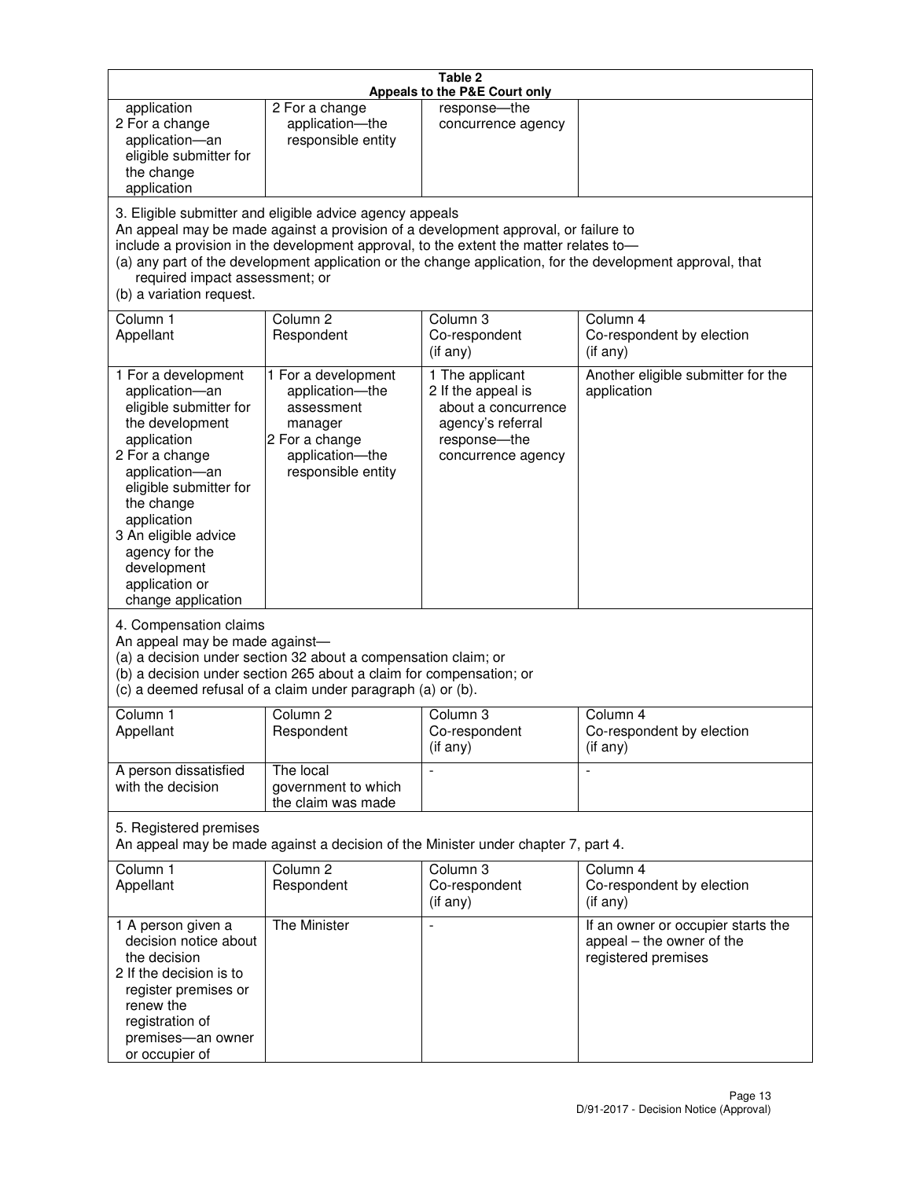**Table 2**
**Appeals to the P&E Court only**

| | | | |
|---|---|---|---|
| application<br>2 For a change application—an eligible submitter for the change application | 2 For a change application—the responsible entity | response—the concurrence agency | |

3. Eligible submitter and eligible advice agency appeals

An appeal may be made against a provision of a development approval, or failure to include a provision in the development approval, to the extent the matter relates to—

(a) any part of the development application or the change application, for the development approval, that required impact assessment; or

(b) a variation request.

| Column 1<br>Appellant | Column 2<br>Respondent | Column 3<br>Co-respondent<br>(if any) | Column 4<br>Co-respondent by election<br>(if any) |
|---|---|---|---|
| 1 For a development application—an eligible submitter for the development application<br>2 For a change application—an eligible submitter for the change application<br>3 An eligible advice agency for the development application or change application | 1 For a development application—the assessment manager<br>2 For a change application—the responsible entity | 1 The applicant<br>2 If the appeal is about a concurrence agency's referral response—the concurrence agency | Another eligible submitter for the application |

4. Compensation claims

An appeal may be made against—

(a) a decision under section 32 about a compensation claim; or

(b) a decision under section 265 about a claim for compensation; or

(c) a deemed refusal of a claim under paragraph (a) or (b).

| Column 1<br>Appellant | Column 2<br>Respondent | Column 3<br>Co-respondent<br>(if any) | Column 4<br>Co-respondent by election<br>(if any) |
|---|---|---|---|
| A person dissatisfied with the decision | The local government to which the claim was made | - | - |

5. Registered premises

An appeal may be made against a decision of the Minister under chapter 7, part 4.

| Column 1<br>Appellant | Column 2<br>Respondent | Column 3<br>Co-respondent<br>(if any) | Column 4<br>Co-respondent by election<br>(if any) |
|---|---|---|---|
| 1 A person given a decision notice about the decision<br>2 If the decision is to register premises or renew the registration of premises—an owner or occupier of | The Minister | - | If an owner or occupier starts the appeal – the owner of the registered premises |

D/91-2017 - Decision Notice (Approval)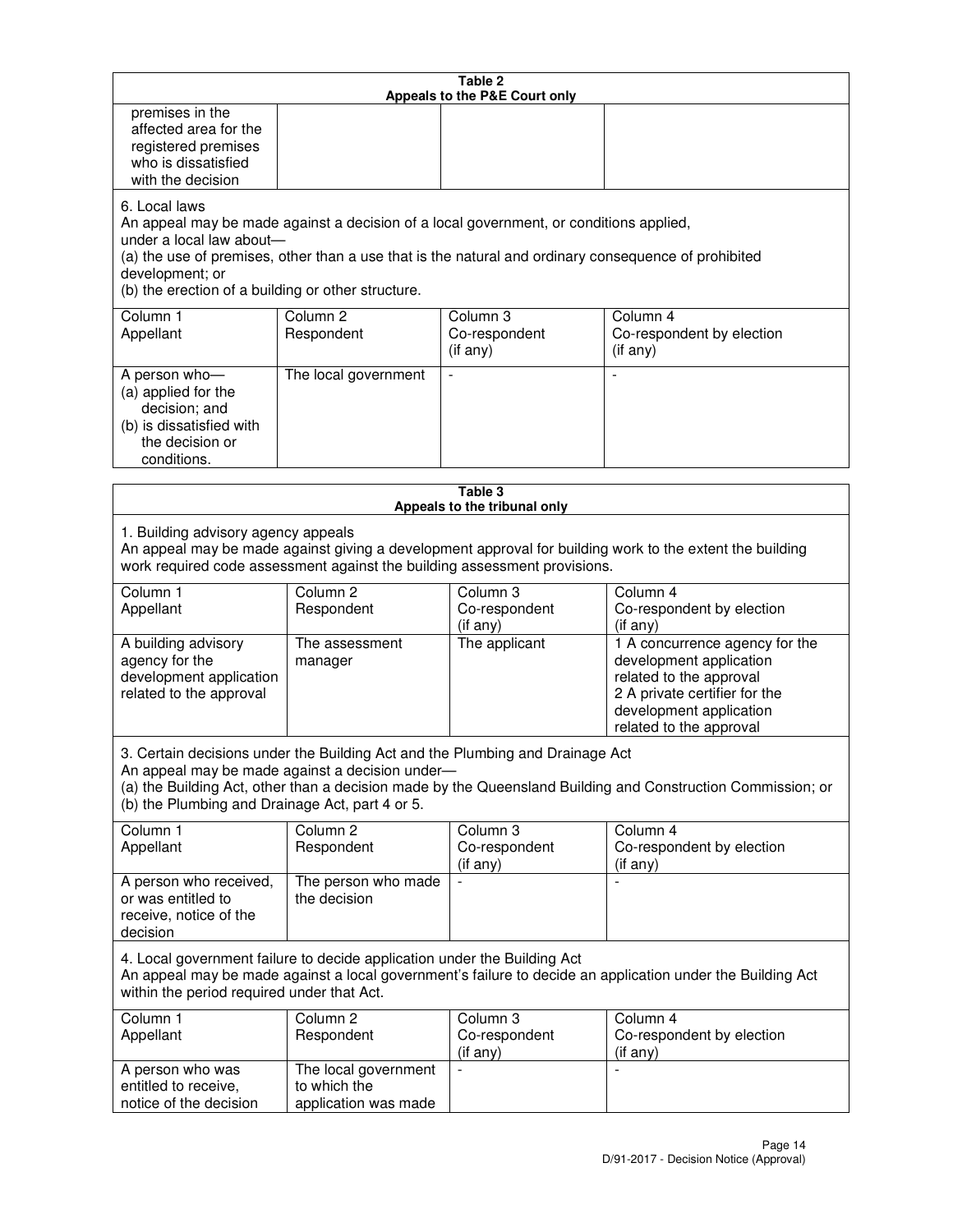**Table 2**
**Appeals to the P&E Court only**

| | | | |
|---|---|---|---|
| premises in the affected area for the registered premises who is dissatisfied with the decision | | | |

6. Local laws
An appeal may be made against a decision of a local government, or conditions applied, under a local law about—
(a) the use of premises, other than a use that is the natural and ordinary consequence of prohibited development; or
(b) the erection of a building or other structure.

| Column 1 Appellant | Column 2 Respondent | Column 3 Co-respondent (if any) | Column 4 Co-respondent by election (if any) |
|---|---|---|---|
| A person who— (a) applied for the decision; and (b) is dissatisfied with the decision or conditions. | The local government | - | - |

**Table 3**
**Appeals to the tribunal only**

1. Building advisory agency appeals
An appeal may be made against giving a development approval for building work to the extent the building work required code assessment against the building assessment provisions.

| Column 1 Appellant | Column 2 Respondent | Column 3 Co-respondent (if any) | Column 4 Co-respondent by election (if any) |
|---|---|---|---|
| A building advisory agency for the development application related to the approval | The assessment manager | The applicant | 1 A concurrence agency for the development application related to the approval 2 A private certifier for the development application related to the approval |

3. Certain decisions under the Building Act and the Plumbing and Drainage Act
An appeal may be made against a decision under—
(a) the Building Act, other than a decision made by the Queensland Building and Construction Commission; or
(b) the Plumbing and Drainage Act, part 4 or 5.

| Column 1 Appellant | Column 2 Respondent | Column 3 Co-respondent (if any) | Column 4 Co-respondent by election (if any) |
|---|---|---|---|
| A person who received, or was entitled to receive, notice of the decision | The person who made the decision | - | - |

4. Local government failure to decide application under the Building Act
An appeal may be made against a local government's failure to decide an application under the Building Act within the period required under that Act.

| Column 1 Appellant | Column 2 Respondent | Column 3 Co-respondent (if any) | Column 4 Co-respondent by election (if any) |
|---|---|---|---|
| A person who was entitled to receive, notice of the decision | The local government to which the application was made | - | - |

D/91-2017 - Decision Notice (Approval)